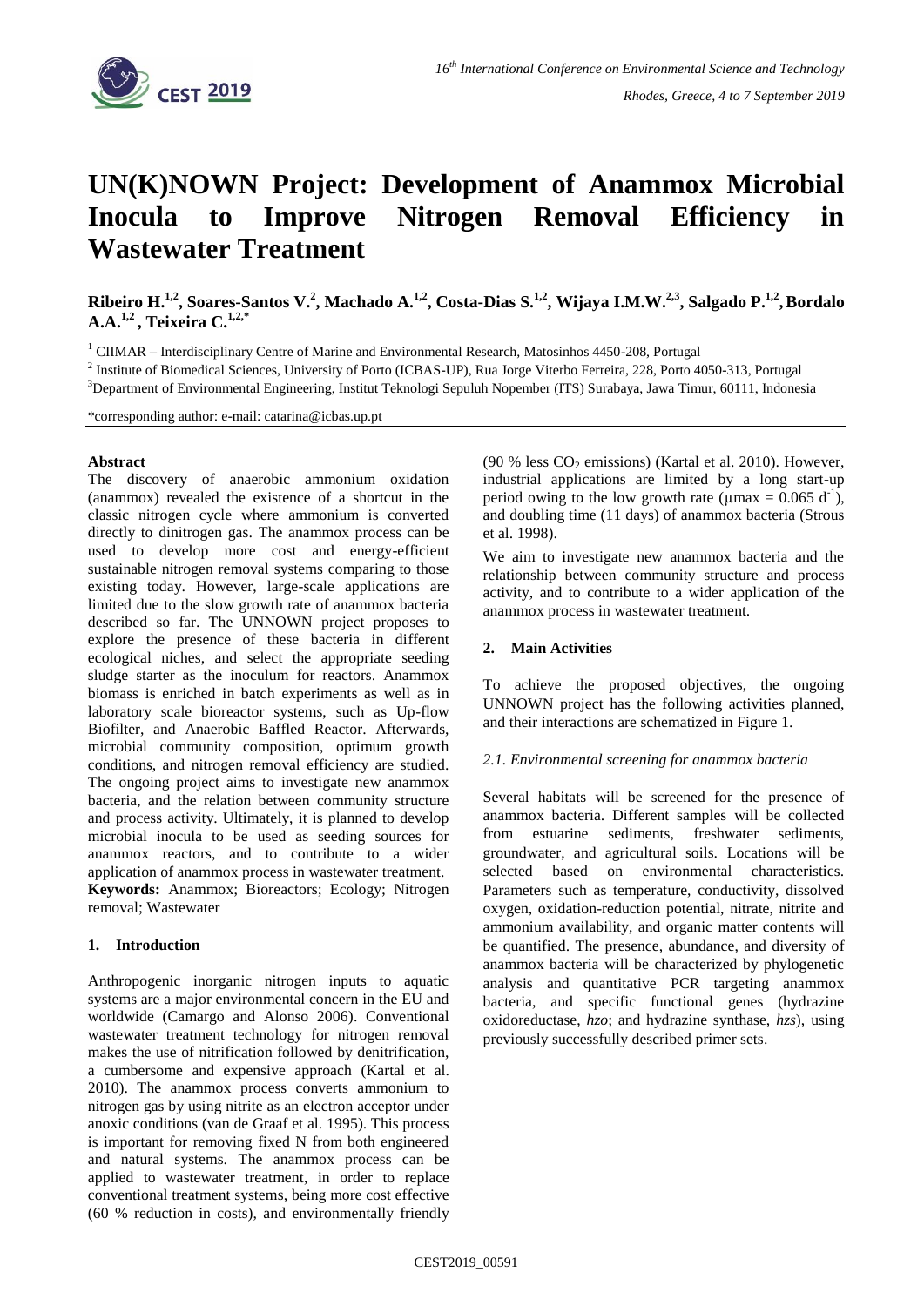# UN(K)NOWN Project: Development of Anammox Microbial Inocula to Improve Nitrogen Removal Efficiency in Wastewater Treatment

**Ribeiro H.[1,2], Soares-Santos V.[2], Machado A.[1,2], Costa-Dias S.[1,2], Wijaya I.M.W.[2,3], Salgado P.[1,2], Bordalo A.A.[1,2], Teixeira C.[1,2,*]**

[1] CIIMAR – Interdisciplinary Centre of Marine and Environmental Research, Matosinhos 4450-208, Portugal

[2] Institute of Biomedical Sciences, University of Porto (ICBAS-UP), Rua Jorge Viterbo Ferreira, 228, Porto 4050-313, Portugal

[3] Department of Environmental Engineering, Institut Teknologi Sepuluh Nopember (ITS) Surabaya, Jawa Timur, 60111, Indonesia

*corresponding author: e-mail: catarina@icbas.up.pt

**Abstract**

The discovery of anaerobic ammonium oxidation (anammox) revealed the existence of a shortcut in the classic nitrogen cycle where ammonium is converted directly to dinitrogen gas. The anammox process can be used to develop more cost and energy-efficient sustainable nitrogen removal systems comparing to those existing today. However, large-scale applications are limited due to the slow growth rate of anammox bacteria described so far. The UNNOWN project proposes to explore the presence of these bacteria in different ecological niches, and select the appropriate seeding sludge starter as the inoculum for reactors. Anammox biomass is enriched in batch experiments as well as in laboratory scale bioreactor systems, such as Up-flow Biofilter, and Anaerobic Baffled Reactor. Afterwards, microbial community composition, optimum growth conditions, and nitrogen removal efficiency are studied. The ongoing project aims to investigate new anammox bacteria, and the relation between community structure and process activity. Ultimately, it is planned to develop microbial inocula to be used as seeding sources for anammox reactors, and to contribute to a wider application of anammox process in wastewater treatment.

**Keywords:** Anammox; Bioreactors; Ecology; Nitrogen removal; Wastewater

## 1. Introduction

Anthropogenic inorganic nitrogen inputs to aquatic systems are a major environmental concern in the EU and worldwide (Camargo and Alonso 2006). Conventional wastewater treatment technology for nitrogen removal makes the use of nitrification followed by denitrification, a cumbersome and expensive approach (Kartal et al. 2010). The anammox process converts ammonium to nitrogen gas by using nitrite as an electron acceptor under anoxic conditions (van de Graaf et al. 1995). This process is important for removing fixed N from both engineered and natural systems. The anammox process can be applied to wastewater treatment, in order to replace conventional treatment systems, being more cost effective (60 % reduction in costs), and environmentally friendly (90 % less $CO_2$ emissions) (Kartal et al. 2010). However, industrial applications are limited by a long start-up period owing to the low growth rate ($\mu max = 0.065\ d^{-1}$), and doubling time (11 days) of anammox bacteria (Strous et al. 1998).

We aim to investigate new anammox bacteria and the relationship between community structure and process activity, and to contribute to a wider application of the anammox process in wastewater treatment.

## 2. Main Activities

To achieve the proposed objectives, the ongoing UNNOWN project has the following activities planned, and their interactions are schematized in Figure 1.

### *2.1. Environmental screening for anammox bacteria*

Several habitats will be screened for the presence of anammox bacteria. Different samples will be collected from estuarine sediments, freshwater sediments, groundwater, and agricultural soils. Locations will be selected based on environmental characteristics. Parameters such as temperature, conductivity, dissolved oxygen, oxidation-reduction potential, nitrate, nitrite and ammonium availability, and organic matter contents will be quantified. The presence, abundance, and diversity of anammox bacteria will be characterized by phylogenetic analysis and quantitative PCR targeting anammox bacteria, and specific functional genes (hydrazine oxidoreductase, *hzo*; and hydrazine synthase, *hzs*), using previously successfully described primer sets.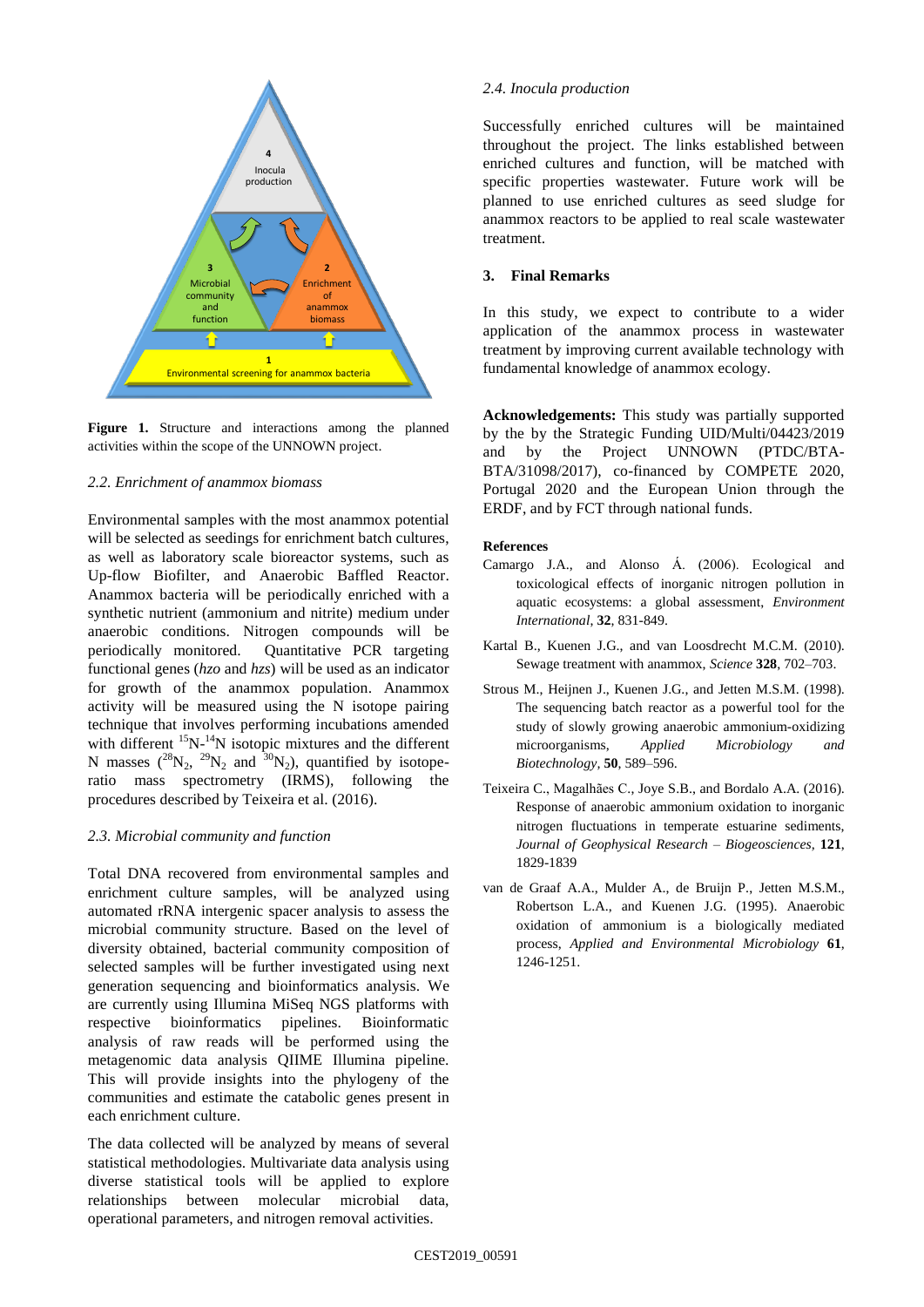4
Inocula production

3
Microbial community and function

2
Enrichment of anammox biomass

1
Environmental screening for anammox bacteria

**Figure 1.** Structure and interactions among the planned activities within the scope of the UNNOWN project.

*2.2. Enrichment of anammox biomass*

Environmental samples with the most anammox potential will be selected as seedings for enrichment batch cultures, as well as laboratory scale bioreactor systems, such as Up-flow Biofilter, and Anaerobic Baffled Reactor. Anammox bacteria will be periodically enriched with a synthetic nutrient (ammonium and nitrite) medium under anaerobic conditions. Nitrogen compounds will be periodically monitored. Quantitative PCR targeting functional genes (*hzo* and *hzs*) will be used as an indicator for growth of the anammox population. Anammox activity will be measured using the N isotope pairing technique that involves performing incubations amended with different $^{15}N$-$^{14}N$ isotopic mixtures and the different N masses ($^{28}N_2$, $^{29}N_2$ and $^{30}N_2$), quantified by isotope-ratio mass spectrometry (IRMS), following the procedures described by Teixeira et al. (2016).

*2.3. Microbial community and function*

Total DNA recovered from environmental samples and enrichment culture samples, will be analyzed using automated rRNA intergenic spacer analysis to assess the microbial community structure. Based on the level of diversity obtained, bacterial community composition of selected samples will be further investigated using next generation sequencing and bioinformatics analysis. We are currently using Illumina MiSeq NGS platforms with respective bioinformatics pipelines. Bioinformatic analysis of raw reads will be performed using the metagenomic data analysis QIIME Illumina pipeline. This will provide insights into the phylogeny of the communities and estimate the catabolic genes present in each enrichment culture.

The data collected will be analyzed by means of several statistical methodologies. Multivariate data analysis using diverse statistical tools will be applied to explore relationships between molecular microbial data, operational parameters, and nitrogen removal activities.

*2.4. Inocula production*

Successfully enriched cultures will be maintained throughout the project. The links established between enriched cultures and function, will be matched with specific properties wastewater. Future work will be planned to use enriched cultures as seed sludge for anammox reactors to be applied to real scale wastewater treatment.

## 3. Final Remarks

In this study, we expect to contribute to a wider application of the anammox process in wastewater treatment by improving current available technology with fundamental knowledge of anammox ecology.

**Acknowledgements:** This study was partially supported by the by the Strategic Funding UID/Multi/04423/2019 and by the Project UNNOWN (PTDC/BTA-BTA/31098/2017), co-financed by COMPETE 2020, Portugal 2020 and the European Union through the ERDF, and by FCT through national funds.

**References**

Camargo J.A., and Alonso Á. (2006). Ecological and toxicological effects of inorganic nitrogen pollution in aquatic ecosystems: a global assessment, *Environment International*, **32**, 831-849.

Kartal B., Kuenen J.G., and van Loosdrecht M.C.M. (2010). Sewage treatment with anammox, *Science* **328**, 702–703.

Strous M., Heijnen J., Kuenen J.G., and Jetten M.S.M. (1998). The sequencing batch reactor as a powerful tool for the study of slowly growing anaerobic ammonium-oxidizing microorganisms, *Applied Microbiology and Biotechnology*, **50**, 589–596.

Teixeira C., Magalhães C., Joye S.B., and Bordalo A.A. (2016). Response of anaerobic ammonium oxidation to inorganic nitrogen fluctuations in temperate estuarine sediments, *Journal of Geophysical Research – Biogeosciences*, **121**, 1829-1839

van de Graaf A.A., Mulder A., de Bruijn P., Jetten M.S.M., Robertson L.A., and Kuenen J.G. (1995). Anaerobic oxidation of ammonium is a biologically mediated process, *Applied and Environmental Microbiology* **61**, 1246-1251.